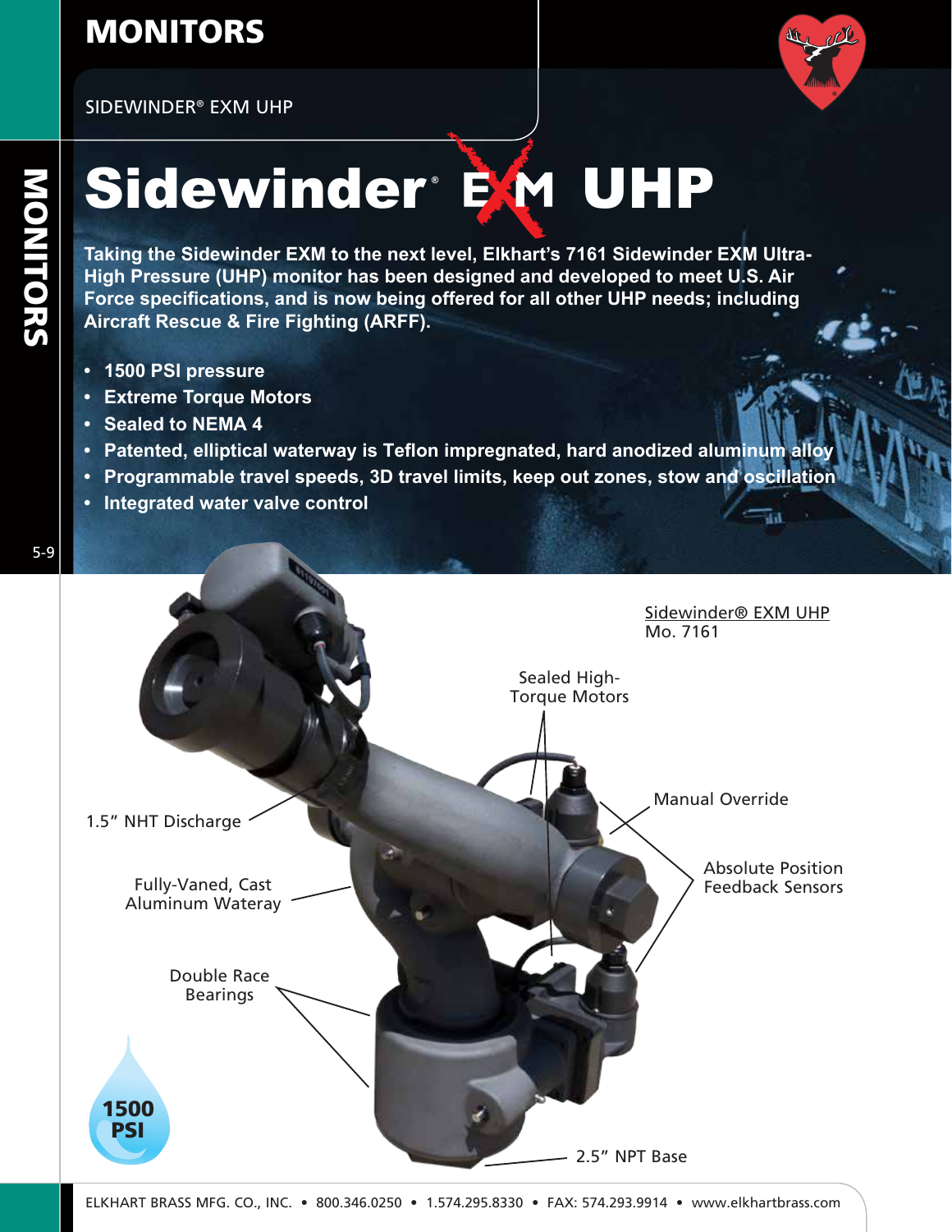# MONITORS

SIDEWINDER® EXM UHP

# Sidewinder® EXM UHP

**Taking the Sidewinder EXM to the next level, Elkhart's 7161 Sidewinder EXM Ultra-High Pressure (UHP) monitor has been designed and developed to meet U.S. Air Force specifications, and is now being offered for all other UHP needs; including Aircraft Rescue & Fire Fighting (ARFF).**

- **1500 PSI pressure**
- **Extreme Torque Motors**
- **Sealed to NEMA 4**
- **Patented, elliptical waterway is Teflon impregnated, hard anodized aluminum alloy**
- **Programmable travel speeds, 3D travel limits, keep out zones, stow and oscillation**
- **Integrated water valve control**

Sidewinder® EXM UHP
Mo. 7161

Sealed High-Torque Motors

Manual Override

Absolute Position Feedback Sensors

1.5" NHT Discharge

Fully-Vaned, Cast Aluminum Wateray

Double Race Bearings

2.5" NPT Base

1500 PSI

ELKHART BRASS MFG. CO., INC. • 800.346.0250 • 1.574.295.8330 • FAX: 574.293.9914 • www.elkhartbrass.com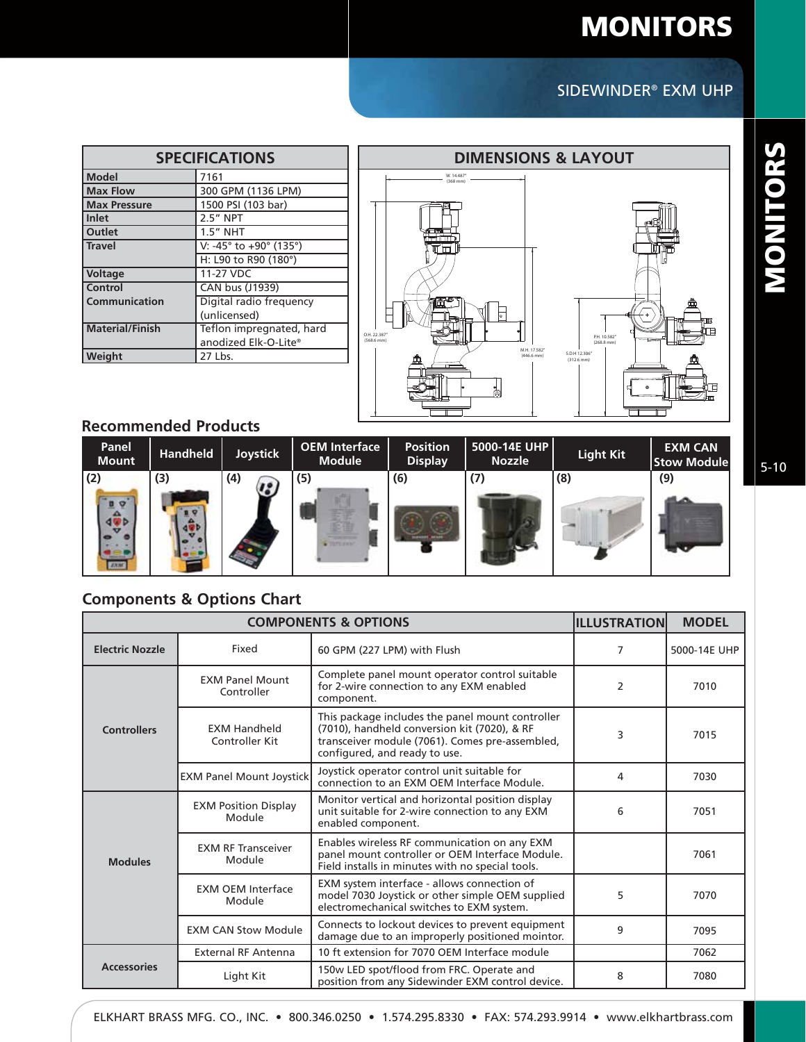# MONITORS

## SIDEWINDER® EXM UHP

| SPECIFICATIONS | |
|---|---|
| **Model** | 7161 |
| **Max Flow** | 300 GPM (1136 LPM) |
| **Max Pressure** | 1500 PSI (103 bar) |
| **Inlet** | 2.5" NPT |
| **Outlet** | 1.5" NHT |
| **Travel** | V: -45° to +90° (135°) |
| | H: L90 to R90 (180°) |
| **Voltage** | 11-27 VDC |
| **Control Communication** | CAN bus (J1939) |
| | Digital radio frequency (unlicensed) |
| **Material/Finish** | Teflon impregnated, hard anodized Elk-O-Lite® |
| **Weight** | 27 Lbs. |

## DIMENSIONS & LAYOUT

W. 14.487" (368 mm)

O.H. 22.387" (568.6 mm)

M.H. 17.582" (446.6 mm)

S.D.H 12.306" (312.6 mm)

P.H. 10.582" (268.8 mm)

## Recommended Products

| Panel Mount | Handheld | Joystick | OEM Interface Module | Position Display | 5000-14E UHP Nozzle | Light Kit | EXM CAN Stow Module |
|---|---|---|---|---|---|---|---|
| (2) | (3) | (4) | (5) | (6) | (7) | (8) | (9) |

## Components & Options Chart

| COMPONENTS & OPTIONS | | | ILLUSTRATION | MODEL |
|---|---|---|---|---|
| **Electric Nozzle** | Fixed | 60 GPM (227 LPM) with Flush | 7 | 5000-14E UHP |
| **Controllers** | EXM Panel Mount Controller | Complete panel mount operator control suitable for 2-wire connection to any EXM enabled component. | 2 | 7010 |
| | EXM Handheld Controller Kit | This package includes the panel mount controller (7010), handheld conversion kit (7020), & RF transceiver module (7061). Comes pre-assembled, configured, and ready to use. | 3 | 7015 |
| | EXM Panel Mount Joystick | Joystick operator control unit suitable for connection to an EXM OEM Interface Module. | 4 | 7030 |
| **Modules** | EXM Position Display Module | Monitor vertical and horizontal position display unit suitable for 2-wire connection to any EXM enabled component. | 6 | 7051 |
| | EXM RF Transceiver Module | Enables wireless RF communication on any EXM panel mount controller or OEM Interface Module. Field installs in minutes with no special tools. | | 7061 |
| | EXM OEM Interface Module | EXM system interface - allows connection of model 7030 Joystick or other simple OEM supplied electromechanical switches to EXM system. | 5 | 7070 |
| | EXM CAN Stow Module | Connects to lockout devices to prevent equipment damage due to an improperly positioned mointor. | 9 | 7095 |
| **Accessories** | External RF Antenna | 10 ft extension for 7070 OEM Interface module | | 7062 |
| | Light Kit | 150w LED spot/flood from FRC. Operate and position from any Sidewinder EXM control device. | 8 | 7080 |

ELKHART BRASS MFG. CO., INC. • 800.346.0250 • 1.574.295.8330 • FAX: 574.293.9914 • www.elkhartbrass.com